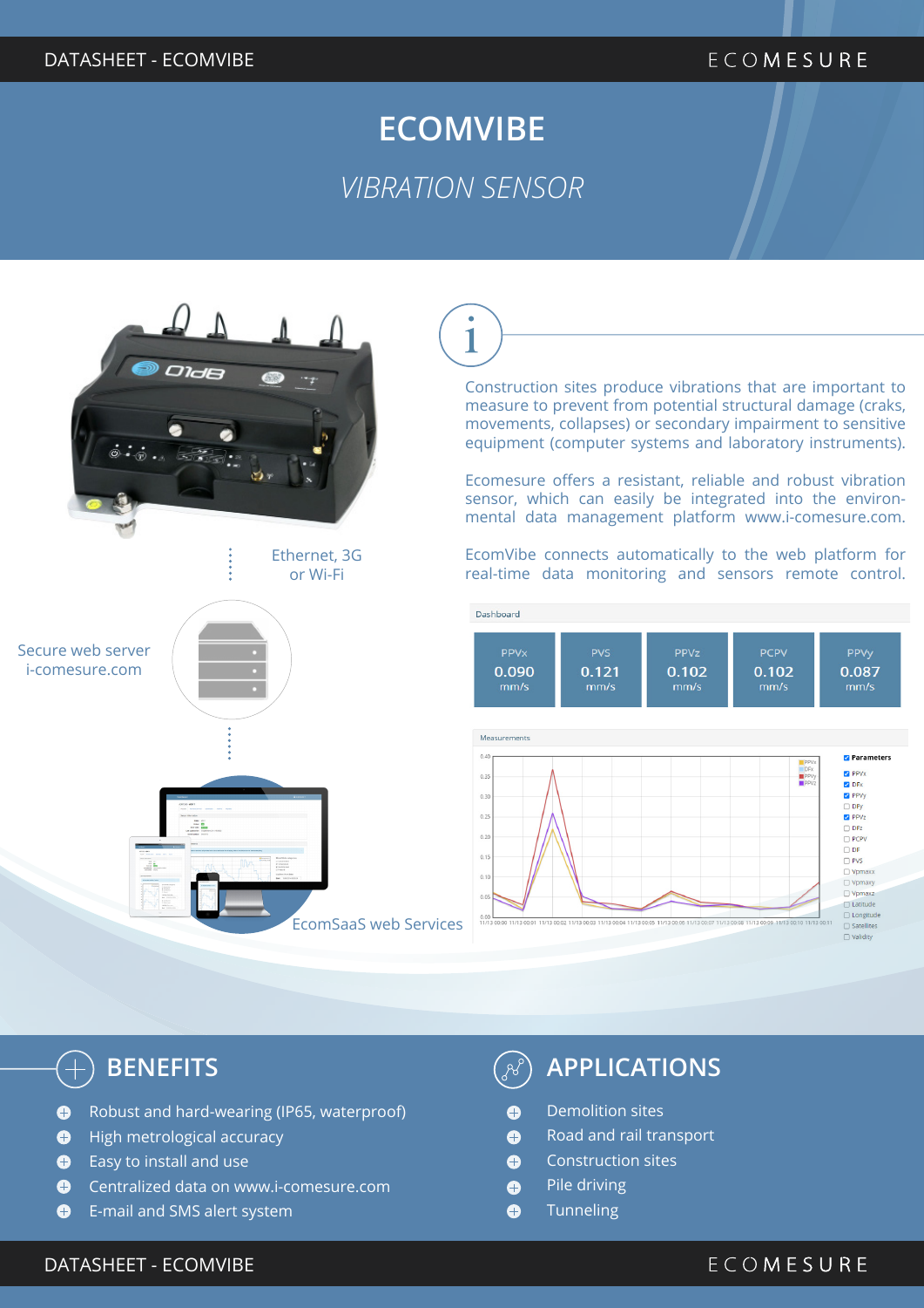# ECOMVIBE

*VIBRATION SENSOR*

Construction sites produce vibrations that are important to measure to prevent from potential structural damage (craks, movements, collapses) or secondary impairment to sensitive equipment (computer systems and laboratory instruments).

Ecomesure offers a resistant, reliable and robust vibration sensor, which can easily be integrated into the environmental data management platform www.i-comesure.com.

EcomVibe connects automatically to the web platform for real-time data monitoring and sensors remote control.

Ethernet, 3G or Wi-Fi

Secure web server i-comesure.com

EcomSaaS web Services

Dashboard

| PPVx | PVS | PPVz | PCPV | PPVy |
|---|---|---|---|---|
| 0.090 mm/s | 0.121 mm/s | 0.102 mm/s | 0.102 mm/s | 0.087 mm/s |

## BENEFITS

- Robust and hard-wearing (IP65, waterproof)
- High metrological accuracy
- Easy to install and use
- Centralized data on www.i-comesure.com
- E-mail and SMS alert system

## APPLICATIONS

- Demolition sites
- Road and rail transport
- Construction sites
- Pile driving
- Tunneling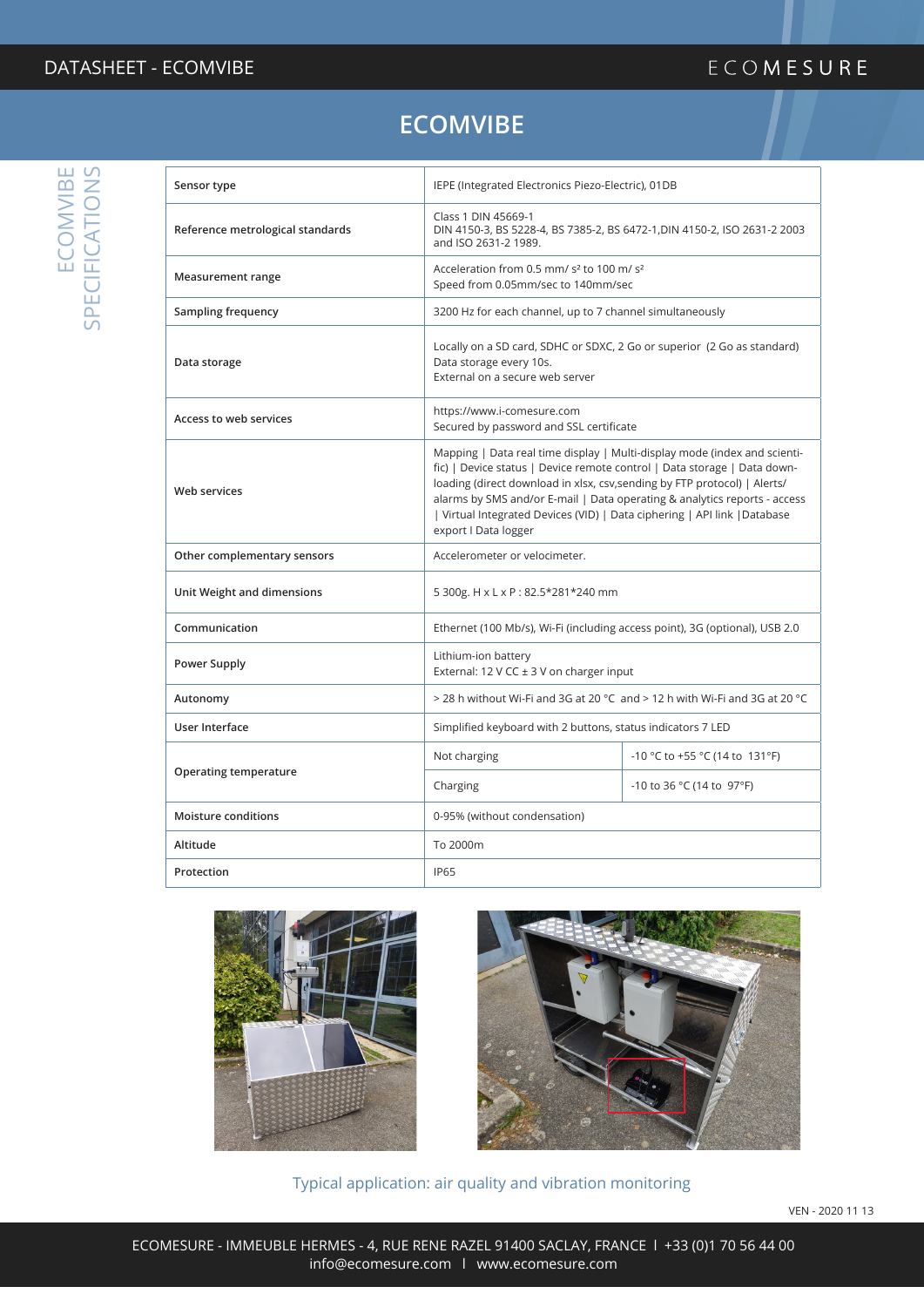# ECOMVIBE

ECOMVIBE SPECIFICATIONS

| | | |
|---|---|---|
| Sensor type | IEPE (Integrated Electronics Piezo-Electric), 01DB | |
| Reference metrological standards | Class 1 DIN 45669-1<br>DIN 4150-3, BS 5228-4, BS 7385-2, BS 6472-1,DIN 4150-2, ISO 2631-2 2003 and ISO 2631-2 1989. | |
| Measurement range | Acceleration from 0.5 mm/ s² to 100 m/ s²<br>Speed from 0.05mm/sec to 140mm/sec | |
| Sampling frequency | 3200 Hz for each channel, up to 7 channel simultaneously | |
| Data storage | Locally on a SD card, SDHC or SDXC, 2 Go or superior (2 Go as standard)<br>Data storage every 10s.<br>External on a secure web server | |
| Access to web services | https://www.i-comesure.com<br>Secured by password and SSL certificate | |
| Web services | Mapping \| Data real time display \| Multi-display mode (index and scientific) \| Device status \| Device remote control \| Data storage \| Data downloading (direct download in xlsx, csv,sending by FTP protocol) \| Alerts/alarms by SMS and/or E-mail \| Data operating & analytics reports - access \| Virtual Integrated Devices (VID) \| Data ciphering \| API link \|Database export I Data logger | |
| Other complementary sensors | Accelerometer or velocimeter. | |
| Unit Weight and dimensions | 5 300g. H x L x P : 82.5*281*240 mm | |
| Communication | Ethernet (100 Mb/s), Wi-Fi (including access point), 3G (optional), USB 2.0 | |
| Power Supply | Lithium-ion battery<br>External: 12 V CC ± 3 V on charger input | |
| Autonomy | > 28 h without Wi-Fi and 3G at 20 °C and > 12 h with Wi-Fi and 3G at 20 °C | |
| User Interface | Simplified keyboard with 2 buttons, status indicators 7 LED | |
| Operating temperature | Not charging | -10 °C to +55 °C (14 to 131°F) |
| | Charging | -10 to 36 °C (14 to 97°F) |
| Moisture conditions | 0-95% (without condensation) | |
| Altitude | To 2000m | |
| Protection | IP65 | |

Typical application: air quality and vibration monitoring

VEN - 2020 11 13

ECOMESURE - IMMEUBLE HERMES - 4, RUE RENE RAZEL 91400 SACLAY, FRANCE I +33 (0)1 70 56 44 00
info@ecomesure.com I www.ecomesure.com